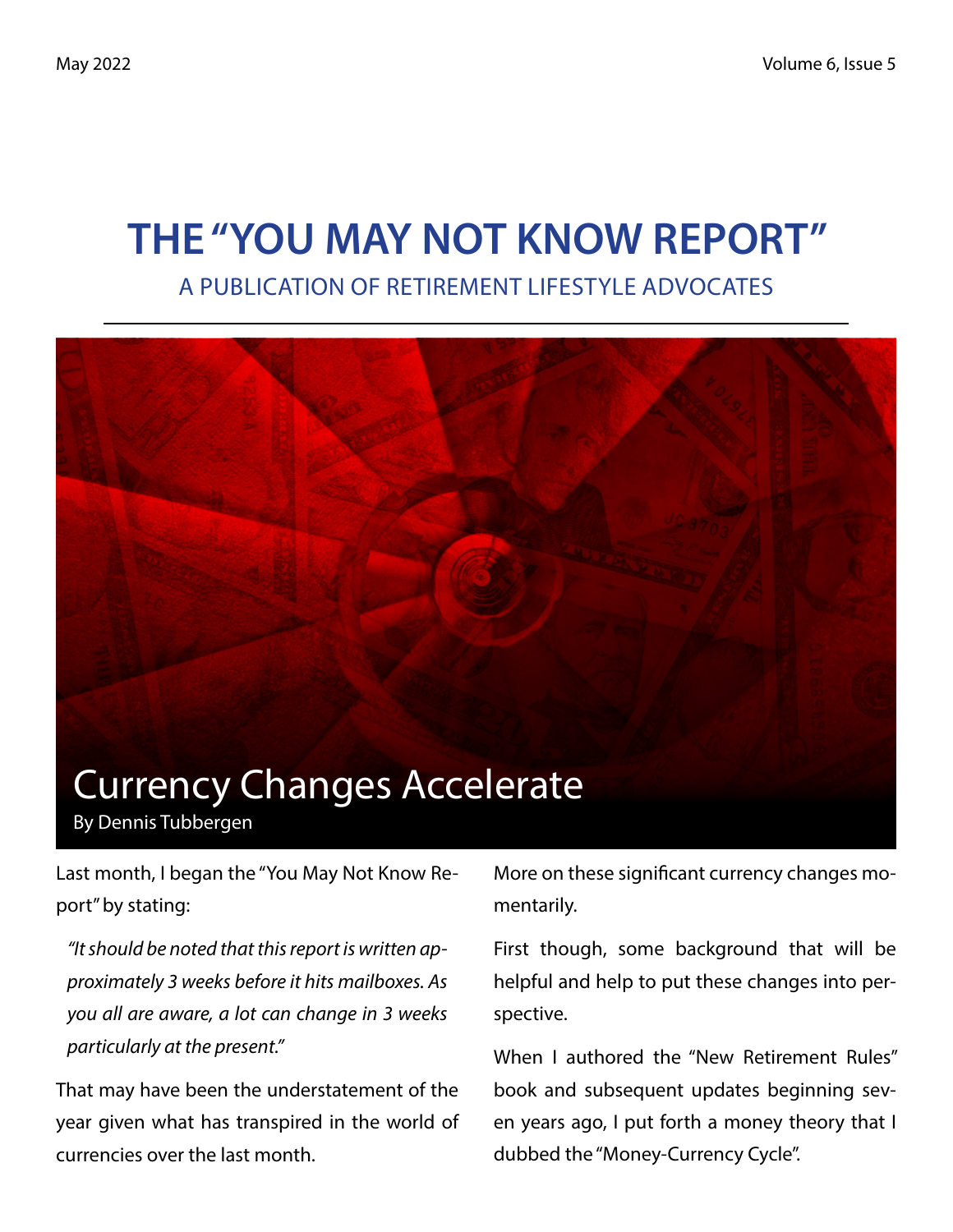# THE "YOU MAY NOT KNOW REPORT"

A PUBLICATION OF RETIREMENT LIFESTYLE ADVOCATES

## Currency Changes Accelerate

By Dennis Tubbergen

Last month, I began the "You May Not Know Report" by stating:

> *"It should be noted that this report is written approximately 3 weeks before it hits mailboxes. As you all are aware, a lot can change in 3 weeks particularly at the present."*

That may have been the understatement of the year given what has transpired in the world of currencies over the last month.

More on these significant currency changes momentarily.

First though, some background that will be helpful and help to put these changes into perspective.

When I authored the "New Retirement Rules" book and subsequent updates beginning seven years ago, I put forth a money theory that I dubbed the "Money-Currency Cycle".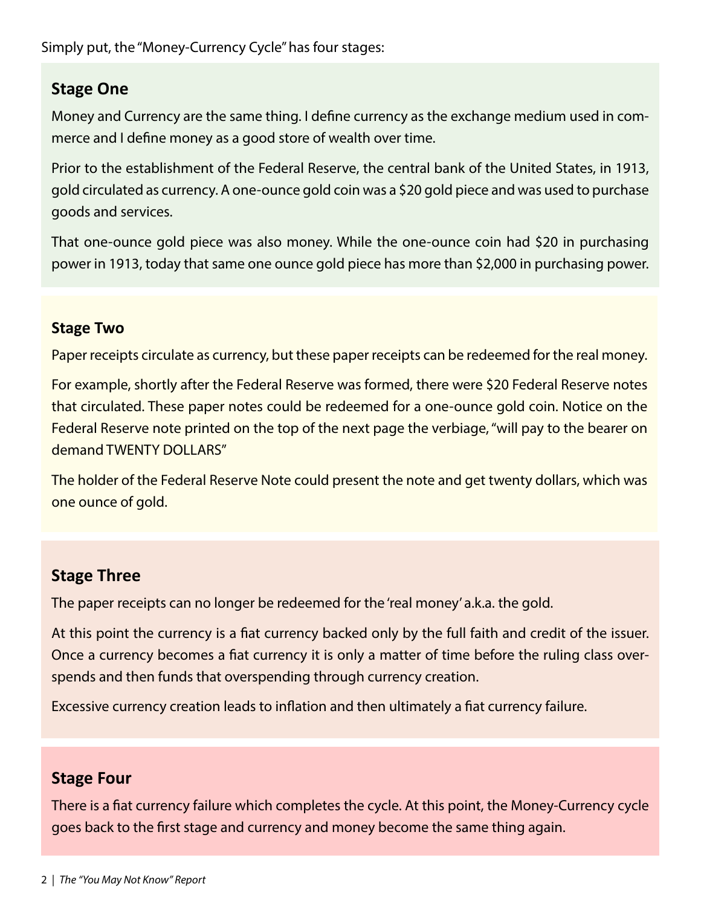Simply put, the "Money-Currency Cycle" has four stages:

## Stage One

Money and Currency are the same thing. I define currency as the exchange medium used in commerce and I define money as a good store of wealth over time.

Prior to the establishment of the Federal Reserve, the central bank of the United States, in 1913, gold circulated as currency. A one-ounce gold coin was a $20 gold piece and was used to purchase goods and services.

That one-ounce gold piece was also money. While the one-ounce coin had $20 in purchasing power in 1913, today that same one ounce gold piece has more than $2,000 in purchasing power.

## Stage Two

Paper receipts circulate as currency, but these paper receipts can be redeemed for the real money.

For example, shortly after the Federal Reserve was formed, there were $20 Federal Reserve notes that circulated. These paper notes could be redeemed for a one-ounce gold coin. Notice on the Federal Reserve note printed on the top of the next page the verbiage, "will pay to the bearer on demand TWENTY DOLLARS"

The holder of the Federal Reserve Note could present the note and get twenty dollars, which was one ounce of gold.

## Stage Three

The paper receipts can no longer be redeemed for the 'real money' a.k.a. the gold.

At this point the currency is a fiat currency backed only by the full faith and credit of the issuer. Once a currency becomes a fiat currency it is only a matter of time before the ruling class overspends and then funds that overspending through currency creation.

Excessive currency creation leads to inflation and then ultimately a fiat currency failure.

## Stage Four

There is a fiat currency failure which completes the cycle. At this point, the Money-Currency cycle goes back to the first stage and currency and money become the same thing again.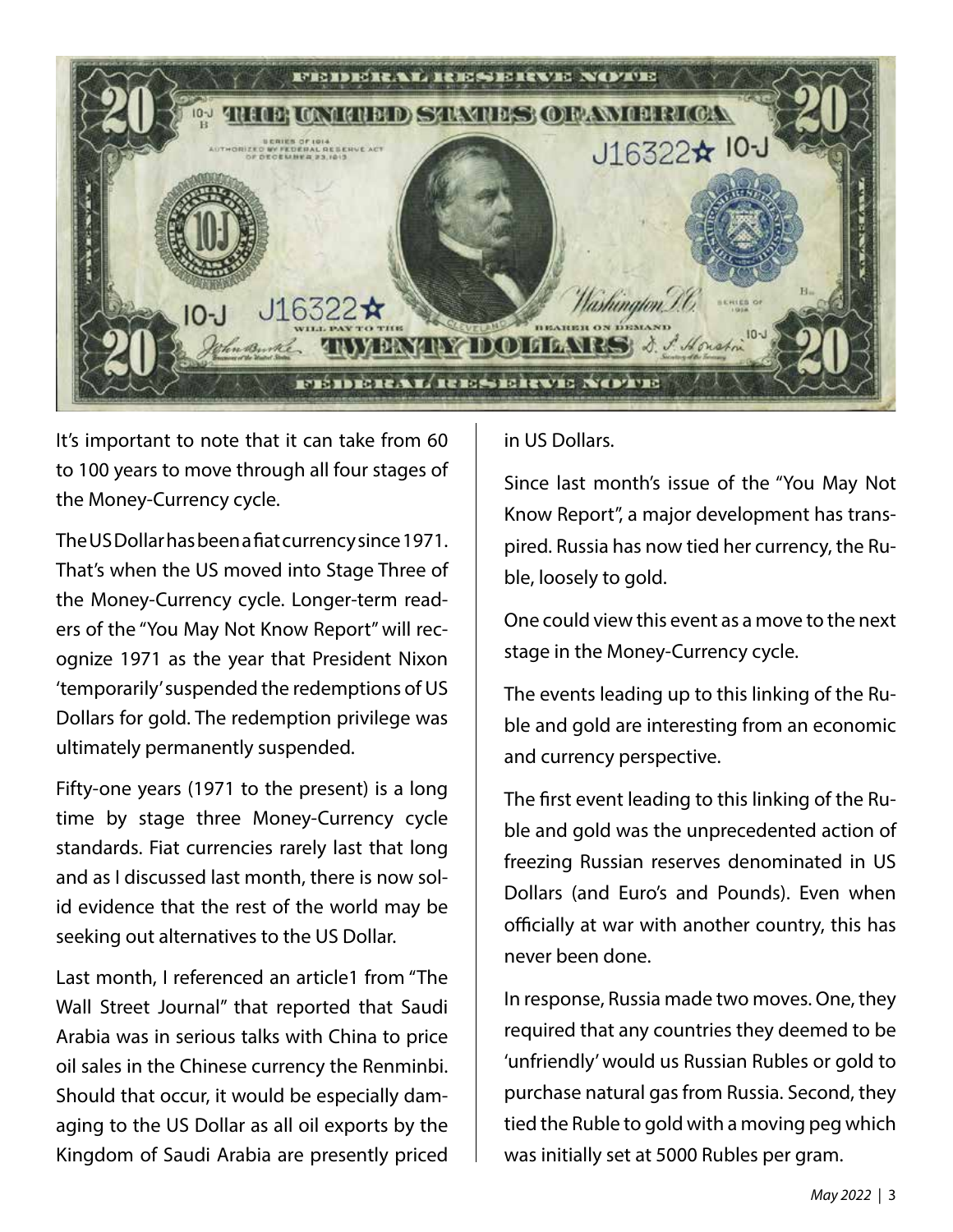It's important to note that it can take from 60 to 100 years to move through all four stages of the Money-Currency cycle.

The US Dollar has been a fiat currency since 1971. That's when the US moved into Stage Three of the Money-Currency cycle. Longer-term readers of the "You May Not Know Report" will recognize 1971 as the year that President Nixon 'temporarily' suspended the redemptions of US Dollars for gold. The redemption privilege was ultimately permanently suspended.

Fifty-one years (1971 to the present) is a long time by stage three Money-Currency cycle standards. Fiat currencies rarely last that long and as I discussed last month, there is now solid evidence that the rest of the world may be seeking out alternatives to the US Dollar.

Last month, I referenced an article1 from "The Wall Street Journal" that reported that Saudi Arabia was in serious talks with China to price oil sales in the Chinese currency the Renminbi. Should that occur, it would be especially damaging to the US Dollar as all oil exports by the Kingdom of Saudi Arabia are presently priced in US Dollars.

Since last month's issue of the "You May Not Know Report", a major development has transpired. Russia has now tied her currency, the Ruble, loosely to gold.

One could view this event as a move to the next stage in the Money-Currency cycle.

The events leading up to this linking of the Ruble and gold are interesting from an economic and currency perspective.

The first event leading to this linking of the Ruble and gold was the unprecedented action of freezing Russian reserves denominated in US Dollars (and Euro's and Pounds). Even when officially at war with another country, this has never been done.

In response, Russia made two moves. One, they required that any countries they deemed to be 'unfriendly' would us Russian Rubles or gold to purchase natural gas from Russia. Second, they tied the Ruble to gold with a moving peg which was initially set at 5000 Rubles per gram.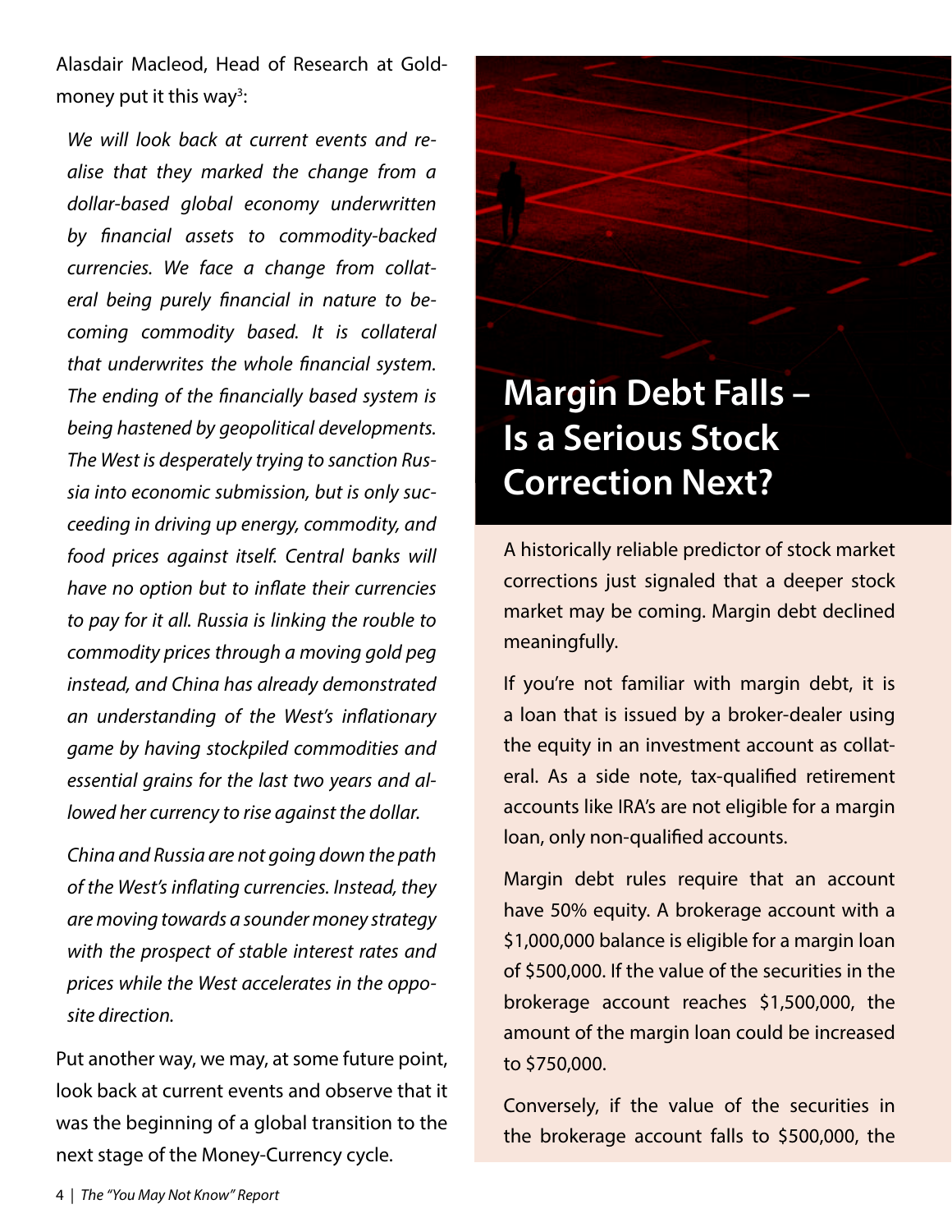Alasdair Macleod, Head of Research at Goldmoney put it this way[3]:

> *We will look back at current events and realise that they marked the change from a dollar-based global economy underwritten by financial assets to commodity-backed currencies. We face a change from collateral being purely financial in nature to becoming commodity based. It is collateral that underwrites the whole financial system. The ending of the financially based system is being hastened by geopolitical developments. The West is desperately trying to sanction Russia into economic submission, but is only succeeding in driving up energy, commodity, and food prices against itself. Central banks will have no option but to inflate their currencies to pay for it all. Russia is linking the rouble to commodity prices through a moving gold peg instead, and China has already demonstrated an understanding of the West's inflationary game by having stockpiled commodities and essential grains for the last two years and allowed her currency to rise against the dollar.*
>
> *China and Russia are not going down the path of the West's inflating currencies. Instead, they are moving towards a sounder money strategy with the prospect of stable interest rates and prices while the West accelerates in the opposite direction.*

Put another way, we may, at some future point, look back at current events and observe that it was the beginning of a global transition to the next stage of the Money-Currency cycle.

## Margin Debt Falls – Is a Serious Stock Correction Next?

A historically reliable predictor of stock market corrections just signaled that a deeper stock market may be coming. Margin debt declined meaningfully.

If you're not familiar with margin debt, it is a loan that is issued by a broker-dealer using the equity in an investment account as collateral. As a side note, tax-qualified retirement accounts like IRA's are not eligible for a margin loan, only non-qualified accounts.

Margin debt rules require that an account have 50% equity. A brokerage account with a $1,000,000 balance is eligible for a margin loan of $500,000. If the value of the securities in the brokerage account reaches $1,500,000, the amount of the margin loan could be increased to $750,000.

Conversely, if the value of the securities in the brokerage account falls to $500,000, the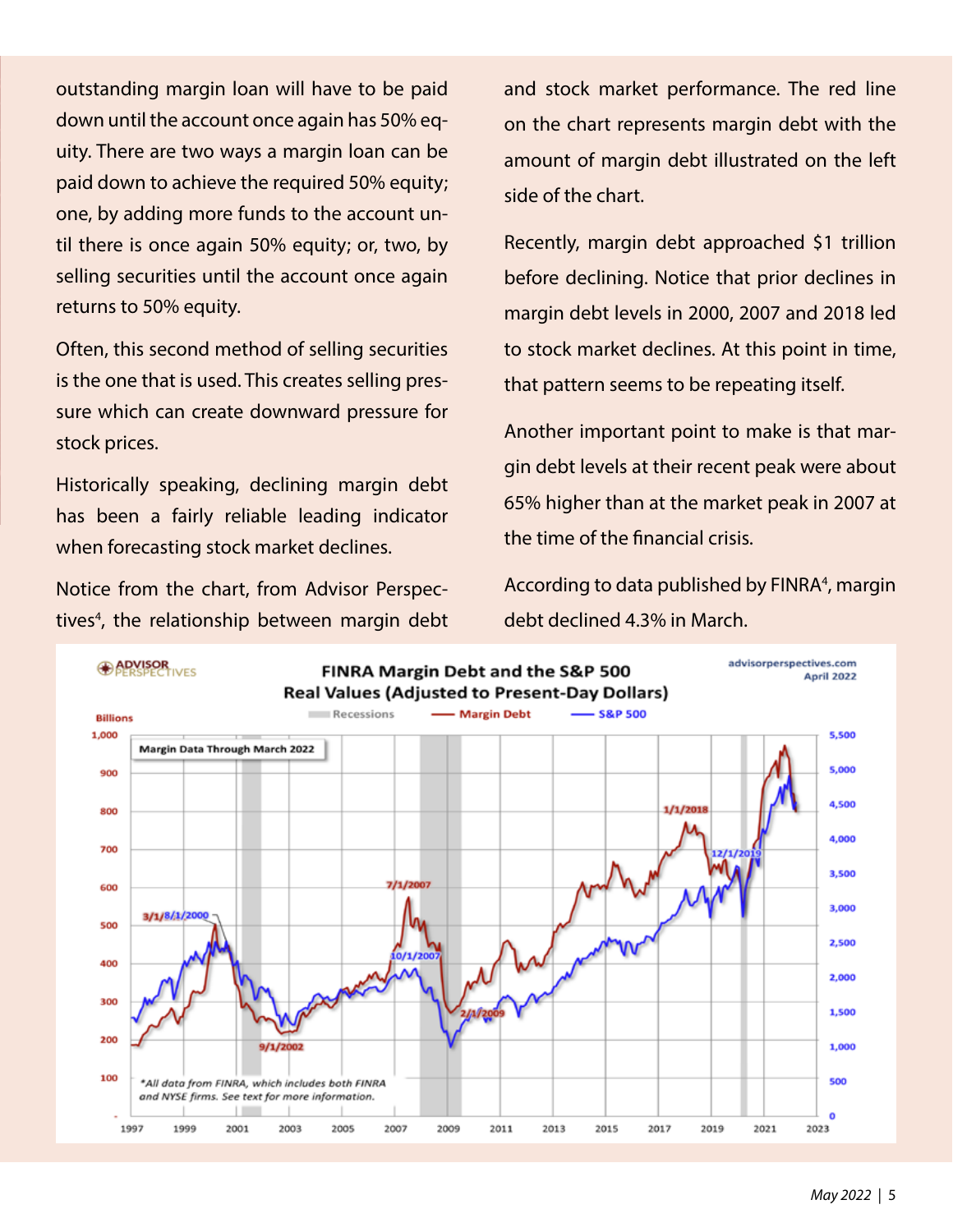outstanding margin loan will have to be paid down until the account once again has 50% equity. There are two ways a margin loan can be paid down to achieve the required 50% equity; one, by adding more funds to the account until there is once again 50% equity; or, two, by selling securities until the account once again returns to 50% equity.

Often, this second method of selling securities is the one that is used. This creates selling pressure which can create downward pressure for stock prices.

Historically speaking, declining margin debt has been a fairly reliable leading indicator when forecasting stock market declines.

Notice from the chart, from Advisor Perspectives[4], the relationship between margin debt and stock market performance. The red line on the chart represents margin debt with the amount of margin debt illustrated on the left side of the chart.

Recently, margin debt approached $1 trillion before declining. Notice that prior declines in margin debt levels in 2000, 2007 and 2018 led to stock market declines. At this point in time, that pattern seems to be repeating itself.

Another important point to make is that margin debt levels at their recent peak were about 65% higher than at the market peak in 2007 at the time of the financial crisis.

According to data published by FINRA[4], margin debt declined 4.3% in March.

ADVISOR PERSPECTIVES

FINRA Margin Debt and the S&P 500
Real Values (Adjusted to Present-Day Dollars)

advisorperspectives.com
April 2022

Recessions — Margin Debt — S&P 500

Billions

Margin Data Through March 2022

1,000
900
800
700
600
500
400
300
200
100
-

5,500
5,000
4,500
4,000
3,500
3,000
2,500
2,000
1,500
1,000
500
0

3/1/8/1/2000
9/1/2002
7/1/2007
10/1/2007
2/1/2009
1/1/2018
12/1/2019

*All data from FINRA, which includes both FINRA and NYSE firms. See text for more information.

1997 1999 2001 2003 2005 2007 2009 2011 2013 2015 2017 2019 2021 2023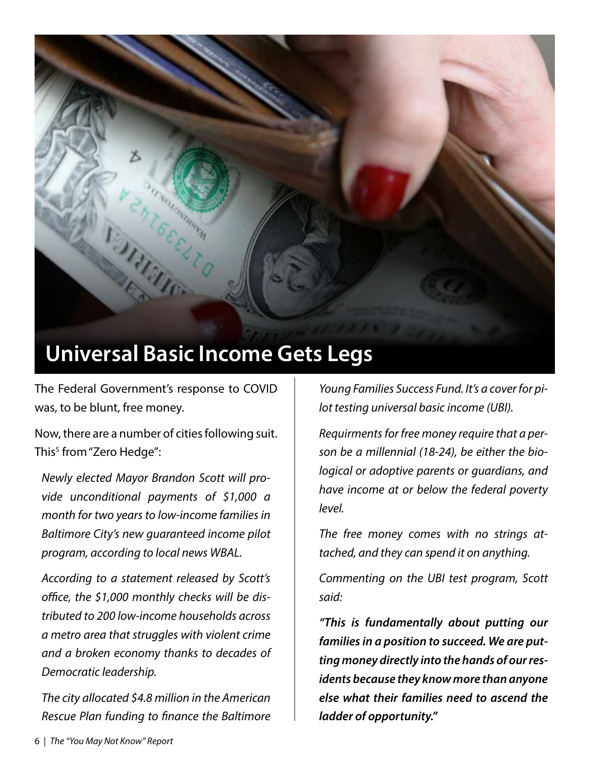# Universal Basic Income Gets Legs

The Federal Government's response to COVID was, to be blunt, free money.

Now, there are a number of cities following suit. This[5] from "Zero Hedge":

> *Newly elected Mayor Brandon Scott will provide unconditional payments of $1,000 a month for two years to low-income families in Baltimore City's new guaranteed income pilot program, according to local news WBAL.*
>
> *According to a statement released by Scott's office, the $1,000 monthly checks will be distributed to 200 low-income households across a metro area that struggles with violent crime and a broken economy thanks to decades of Democratic leadership.*
>
> *The city allocated $4.8 million in the American Rescue Plan funding to finance the Baltimore Young Families Success Fund. It's a cover for pilot testing universal basic income (UBI).*
>
> *Requirments for free money require that a person be a millennial (18-24), be either the biological or adoptive parents or guardians, and have income at or below the federal poverty level.*
>
> *The free money comes with no strings attached, and they can spend it on anything.*
>
> *Commenting on the UBI test program, Scott said:*
>
> ***"This is fundamentally about putting our families in a position to succeed. We are putting money directly into the hands of our residents because they know more than anyone else what their families need to ascend the ladder of opportunity."***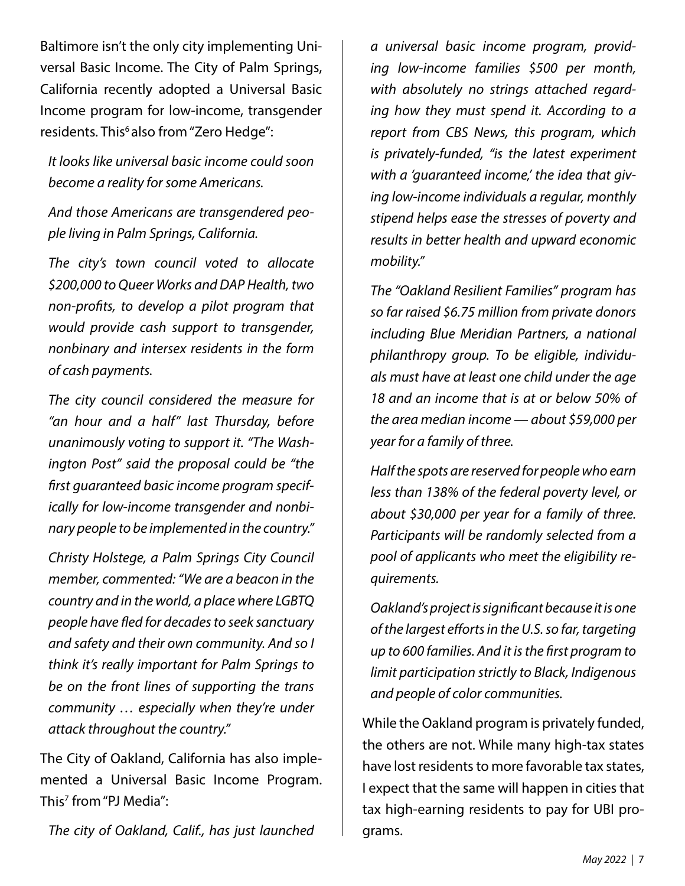Baltimore isn't the only city implementing Universal Basic Income. The City of Palm Springs, California recently adopted a Universal Basic Income program for low-income, transgender residents. This[6] also from "Zero Hedge":

> *It looks like universal basic income could soon become a reality for some Americans.*
>
> *And those Americans are transgendered people living in Palm Springs, California.*
>
> *The city's town council voted to allocate $200,000 to Queer Works and DAP Health, two non-profits, to develop a pilot program that would provide cash support to transgender, nonbinary and intersex residents in the form of cash payments.*
>
> *The city council considered the measure for "an hour and a half" last Thursday, before unanimously voting to support it. "The Washington Post" said the proposal could be "the first guaranteed basic income program specifically for low-income transgender and nonbinary people to be implemented in the country."*
>
> *Christy Holstege, a Palm Springs City Council member, commented: "We are a beacon in the country and in the world, a place where LGBTQ people have fled for decades to seek sanctuary and safety and their own community. And so I think it's really important for Palm Springs to be on the front lines of supporting the trans community … especially when they're under attack throughout the country."*

The City of Oakland, California has also implemented a Universal Basic Income Program. This[7] from "PJ Media":

> *The city of Oakland, Calif., has just launched a universal basic income program, providing low-income families $500 per month, with absolutely no strings attached regarding how they must spend it. According to a report from CBS News, this program, which is privately-funded, "is the latest experiment with a 'guaranteed income,' the idea that giving low-income individuals a regular, monthly stipend helps ease the stresses of poverty and results in better health and upward economic mobility."*
>
> *The "Oakland Resilient Families" program has so far raised $6.75 million from private donors including Blue Meridian Partners, a national philanthropy group. To be eligible, individuals must have at least one child under the age 18 and an income that is at or below 50% of the area median income — about $59,000 per year for a family of three.*
>
> *Half the spots are reserved for people who earn less than 138% of the federal poverty level, or about $30,000 per year for a family of three. Participants will be randomly selected from a pool of applicants who meet the eligibility requirements.*
>
> *Oakland's project is significant because it is one of the largest efforts in the U.S. so far, targeting up to 600 families. And it is the first program to limit participation strictly to Black, Indigenous and people of color communities.*

While the Oakland program is privately funded, the others are not. While many high-tax states have lost residents to more favorable tax states, I expect that the same will happen in cities that tax high-earning residents to pay for UBI programs.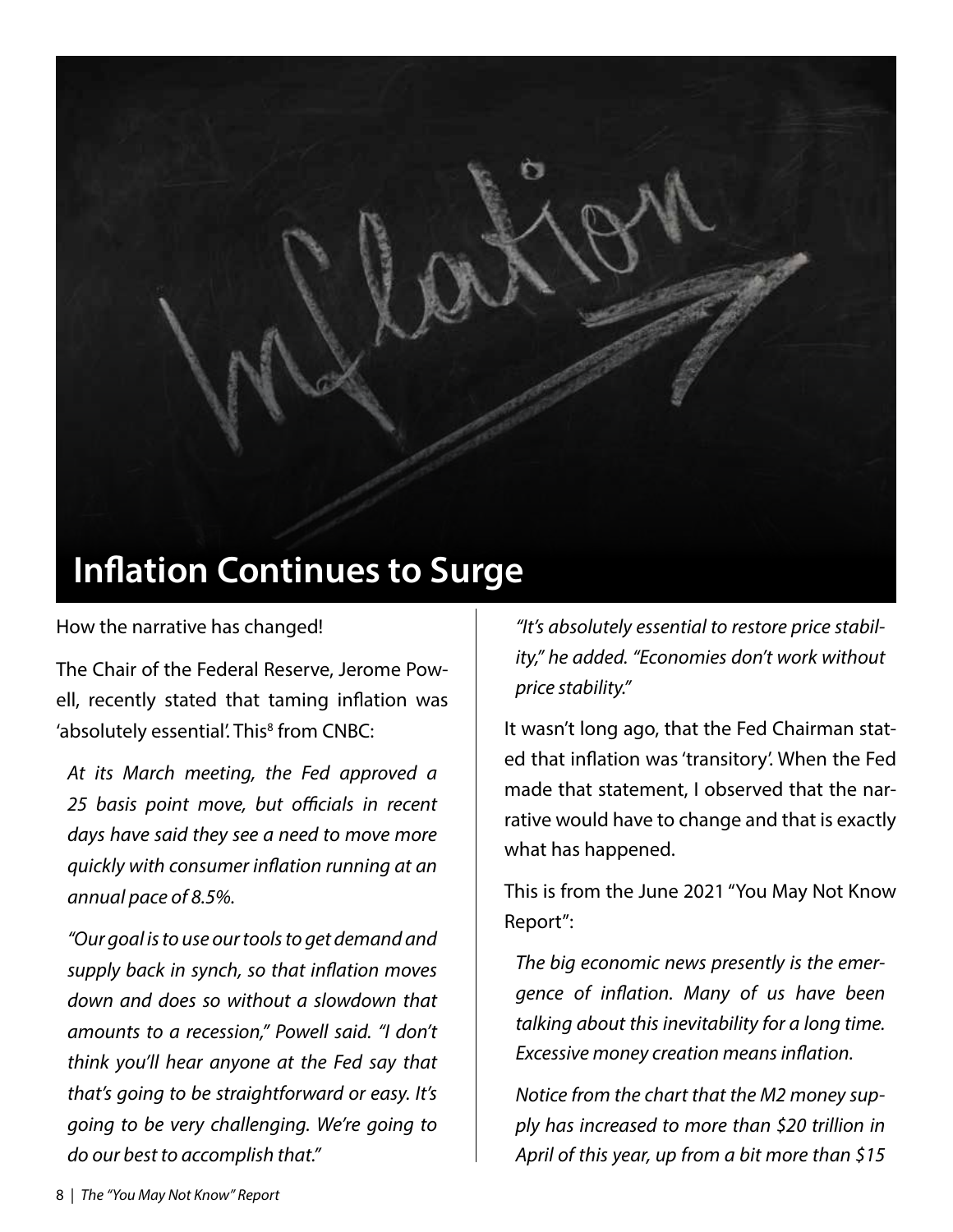## Inflation Continues to Surge

How the narrative has changed!

The Chair of the Federal Reserve, Jerome Powell, recently stated that taming inflation was 'absolutely essential'. This[8] from CNBC:

> *At its March meeting, the Fed approved a 25 basis point move, but officials in recent days have said they see a need to move more quickly with consumer inflation running at an annual pace of 8.5%.*
>
> *"Our goal is to use our tools to get demand and supply back in synch, so that inflation moves down and does so without a slowdown that amounts to a recession," Powell said. "I don't think you'll hear anyone at the Fed say that that's going to be straightforward or easy. It's going to be very challenging. We're going to do our best to accomplish that."*
>
> *"It's absolutely essential to restore price stability," he added. "Economies don't work without price stability."*

It wasn't long ago, that the Fed Chairman stated that inflation was 'transitory'. When the Fed made that statement, I observed that the narrative would have to change and that is exactly what has happened.

This is from the June 2021 "You May Not Know Report":

> *The big economic news presently is the emergence of inflation. Many of us have been talking about this inevitability for a long time. Excessive money creation means inflation.*
>
> *Notice from the chart that the M2 money supply has increased to more than $20 trillion in April of this year, up from a bit more than $15*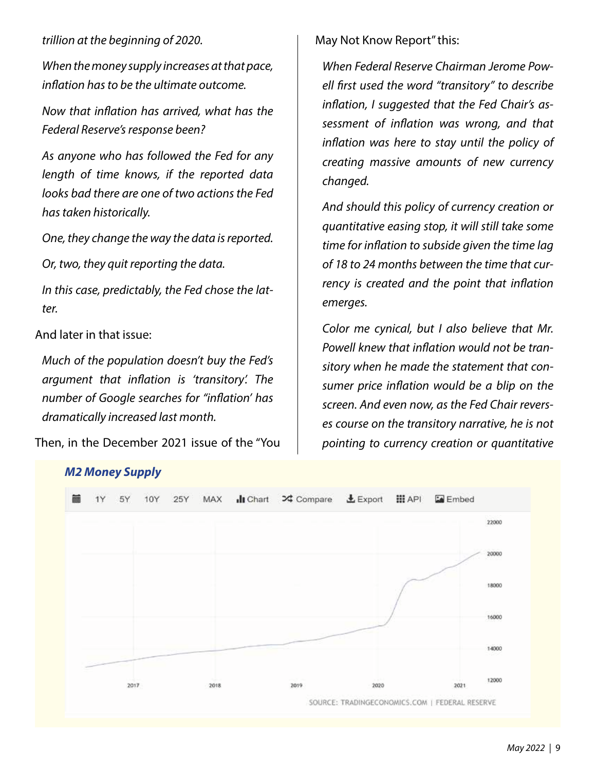> *trillion at the beginning of 2020.*
>
> *When the money supply increases at that pace, inflation has to be the ultimate outcome.*
>
> *Now that inflation has arrived, what has the Federal Reserve's response been?*
>
> *As anyone who has followed the Fed for any length of time knows, if the reported data looks bad there are one of two actions the Fed has taken historically.*
>
> *One, they change the way the data is reported.*
>
> *Or, two, they quit reporting the data.*
>
> *In this case, predictably, the Fed chose the latter.*

And later in that issue:

> *Much of the population doesn't buy the Fed's argument that inflation is 'transitory'. The number of Google searches for "inflation' has dramatically increased last month.*

Then, in the December 2021 issue of the "You May Not Know Report" this:

> *When Federal Reserve Chairman Jerome Powell first used the word "transitory" to describe inflation, I suggested that the Fed Chair's assessment of inflation was wrong, and that inflation was here to stay until the policy of creating massive amounts of new currency changed.*
>
> *And should this policy of currency creation or quantitative easing stop, it will still take some time for inflation to subside given the time lag of 18 to 24 months between the time that currency is created and the point that inflation emerges.*
>
> *Color me cynical, but I also believe that Mr. Powell knew that inflation would not be transitory when he made the statement that consumer price inflation would be a blip on the screen. And even now, as the Fed Chair reverses course on the transitory narrative, he is not pointing to currency creation or quantitative*

***M2 Money Supply***

1Y 5Y 10Y 25Y MAX Chart Compare Export API Embed

22000
20000
18000
16000
14000
12000

2017 2018 2019 2020 2021

SOURCE: TRADINGECONOMICS.COM | FEDERAL RESERVE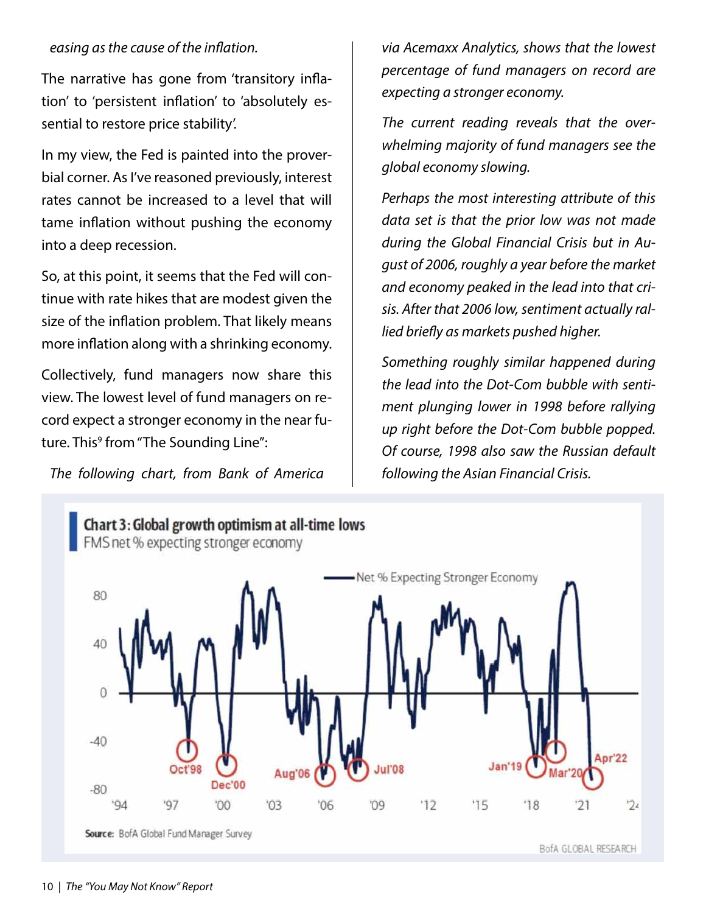*easing as the cause of the inflation.*

The narrative has gone from 'transitory inflation' to 'persistent inflation' to 'absolutely essential to restore price stability'.

In my view, the Fed is painted into the proverbial corner. As I've reasoned previously, interest rates cannot be increased to a level that will tame inflation without pushing the economy into a deep recession.

So, at this point, it seems that the Fed will continue with rate hikes that are modest given the size of the inflation problem. That likely means more inflation along with a shrinking economy.

Collectively, fund managers now share this view. The lowest level of fund managers on record expect a stronger economy in the near future. This[9] from "The Sounding Line":

*The following chart, from Bank of America via Acemaxx Analytics, shows that the lowest percentage of fund managers on record are expecting a stronger economy.*

*The current reading reveals that the overwhelming majority of fund managers see the global economy slowing.*

*Perhaps the most interesting attribute of this data set is that the prior low was not made during the Global Financial Crisis but in August of 2006, roughly a year before the market and economy peaked in the lead into that crisis. After that 2006 low, sentiment actually rallied briefly as markets pushed higher.*

*Something roughly similar happened during the lead into the Dot-Com bubble with sentiment plunging lower in 1998 before rallying up right before the Dot-Com bubble popped. Of course, 1998 also saw the Russian default following the Asian Financial Crisis.*

**Chart 3: Global growth optimism at all-time lows**
FMS net % expecting stronger economy

Net % Expecting Stronger Economy

80
40
0
-40
-80

'94 '97 '00 '03 '06 '09 '12 '15 '18 '21 '24

Oct'98
Dec'00
Aug'06
Jul'08
Jan'19
Mar'20
Apr'22

Source: BofA Global Fund Manager Survey

BofA GLOBAL RESEARCH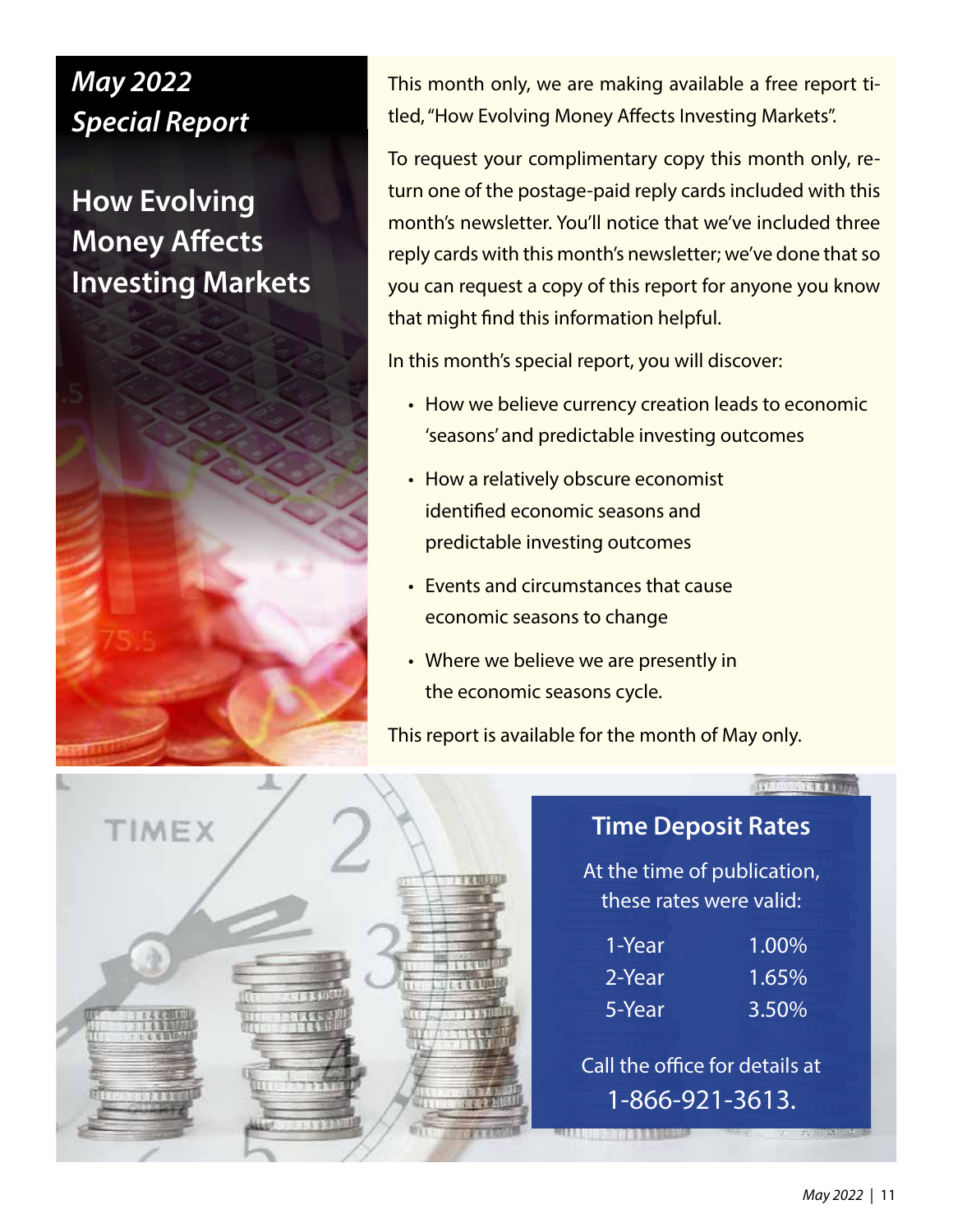# *May 2022 Special Report*

## How Evolving Money Affects Investing Markets

This month only, we are making available a free report titled, "How Evolving Money Affects Investing Markets".

To request your complimentary copy this month only, return one of the postage-paid reply cards included with this month's newsletter. You'll notice that we've included three reply cards with this month's newsletter; we've done that so you can request a copy of this report for anyone you know that might find this information helpful.

In this month's special report, you will discover:

- How we believe currency creation leads to economic 'seasons' and predictable investing outcomes
- How a relatively obscure economist identified economic seasons and predictable investing outcomes
- Events and circumstances that cause economic seasons to change
- Where we believe we are presently in the economic seasons cycle.

This report is available for the month of May only.

## Time Deposit Rates

At the time of publication, these rates were valid:

| | |
|---|---|
| 1-Year | 1.00% |
| 2-Year | 1.65% |
| 5-Year | 3.50% |

Call the office for details at 1-866-921-3613.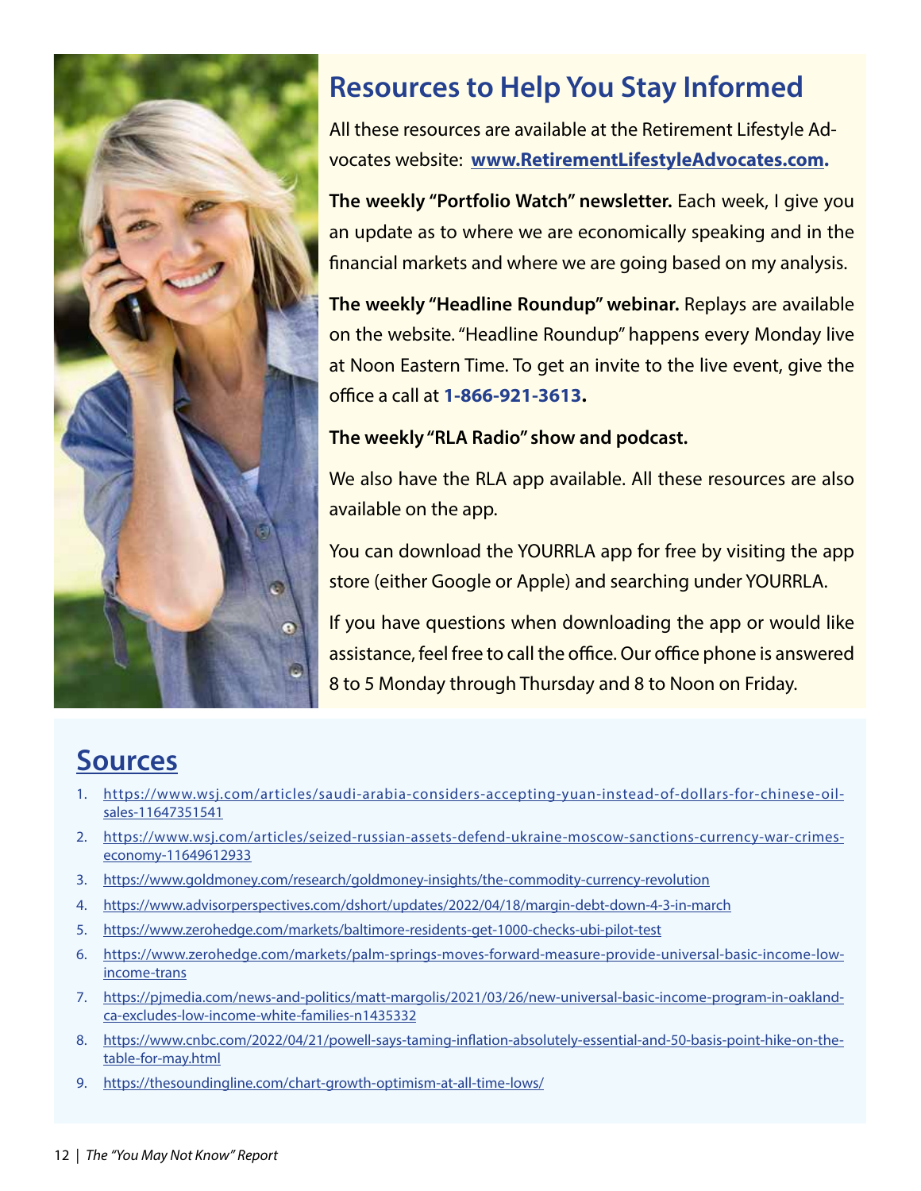## Resources to Help You Stay Informed

All these resources are available at the Retirement Lifestyle Advocates website: **www.RetirementLifestyleAdvocates.com.**

**The weekly "Portfolio Watch" newsletter.** Each week, I give you an update as to where we are economically speaking and in the financial markets and where we are going based on my analysis.

**The weekly "Headline Roundup" webinar.** Replays are available on the website. "Headline Roundup" happens every Monday live at Noon Eastern Time. To get an invite to the live event, give the office a call at **1-866-921-3613.**

**The weekly "RLA Radio" show and podcast.**

We also have the RLA app available. All these resources are also available on the app.

You can download the YOURRLA app for free by visiting the app store (either Google or Apple) and searching under YOURRLA.

If you have questions when downloading the app or would like assistance, feel free to call the office. Our office phone is answered 8 to 5 Monday through Thursday and 8 to Noon on Friday.

## Sources

1. https://www.wsj.com/articles/saudi-arabia-considers-accepting-yuan-instead-of-dollars-for-chinese-oil-sales-11647351541
2. https://www.wsj.com/articles/seized-russian-assets-defend-ukraine-moscow-sanctions-currency-war-crimes-economy-11649612933
3. https://www.goldmoney.com/research/goldmoney-insights/the-commodity-currency-revolution
4. https://www.advisorperspectives.com/dshort/updates/2022/04/18/margin-debt-down-4-3-in-march
5. https://www.zerohedge.com/markets/baltimore-residents-get-1000-checks-ubi-pilot-test
6. https://www.zerohedge.com/markets/palm-springs-moves-forward-measure-provide-universal-basic-income-low-income-trans
7. https://pjmedia.com/news-and-politics/matt-margolis/2021/03/26/new-universal-basic-income-program-in-oakland-ca-excludes-low-income-white-families-n1435332
8. https://www.cnbc.com/2022/04/21/powell-says-taming-inflation-absolutely-essential-and-50-basis-point-hike-on-the-table-for-may.html
9. https://thesoundingline.com/chart-growth-optimism-at-all-time-lows/